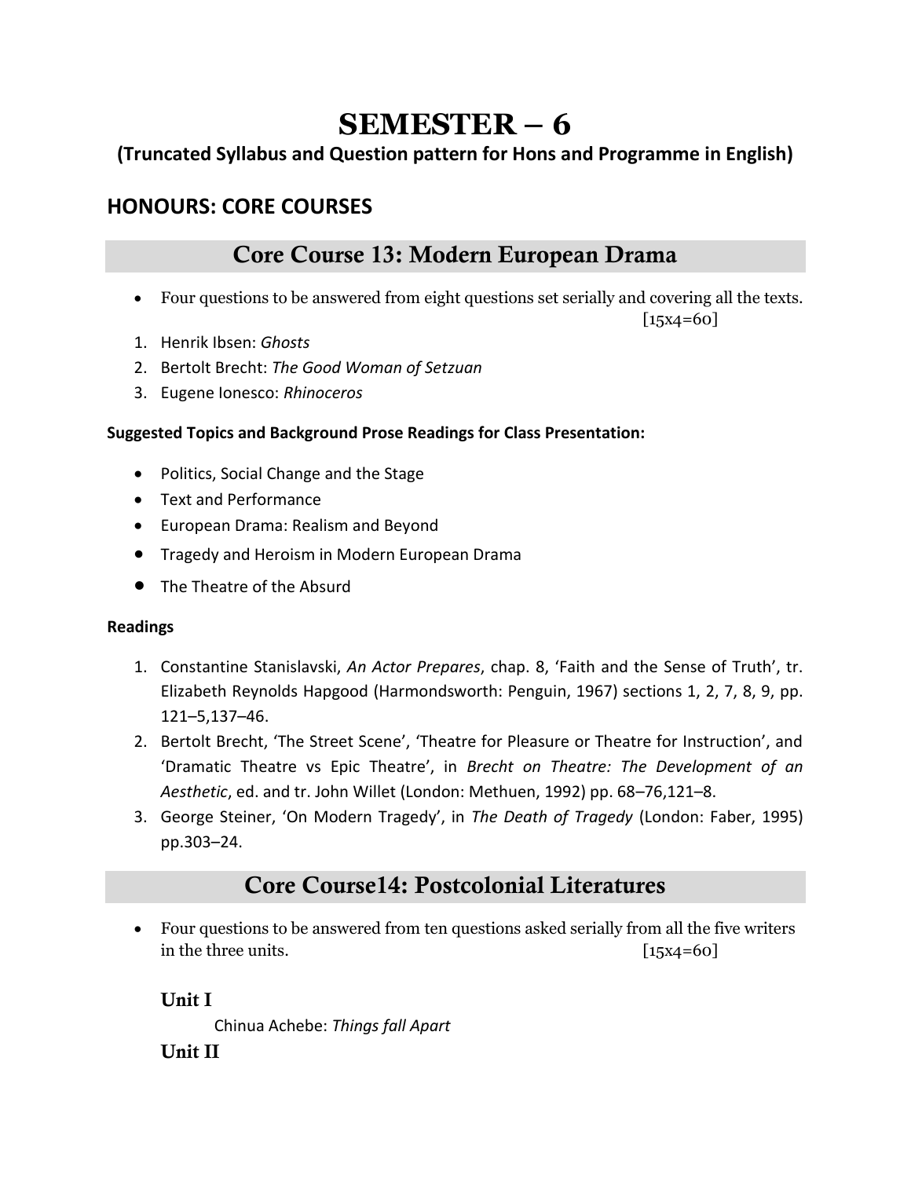# SEMESTER – 6

**(Truncated Syllabus and Question pattern for Hons and Programme in English)**

## HONOURS: CORE COURSES

### Core Course 13: Modern European Drama

- Four questions to be answered from eight questions set serially and covering all the texts. [15x4=60]

1. Henrik Ibsen: *Ghosts*
2. Bertolt Brecht: *The Good Woman of Setzuan*
3. Eugene Ionesco: *Rhinoceros*

**Suggested Topics and Background Prose Readings for Class Presentation:**

- Politics, Social Change and the Stage
- Text and Performance
- European Drama: Realism and Beyond
- Tragedy and Heroism in Modern European Drama
- The Theatre of the Absurd

**Readings**

1. Constantine Stanislavski, *An Actor Prepares*, chap. 8, 'Faith and the Sense of Truth', tr. Elizabeth Reynolds Hapgood (Harmondsworth: Penguin, 1967) sections 1, 2, 7, 8, 9, pp. 121–5,137–46.
2. Bertolt Brecht, 'The Street Scene', 'Theatre for Pleasure or Theatre for Instruction', and 'Dramatic Theatre vs Epic Theatre', in *Brecht on Theatre: The Development of an Aesthetic*, ed. and tr. John Willet (London: Methuen, 1992) pp. 68–76,121–8.
3. George Steiner, 'On Modern Tragedy', in *The Death of Tragedy* (London: Faber, 1995) pp.303–24.

### Core Course14: Postcolonial Literatures

- Four questions to be answered from ten questions asked serially from all the five writers in the three units. [15x4=60]

**Unit I**

Chinua Achebe: *Things fall Apart*

**Unit II**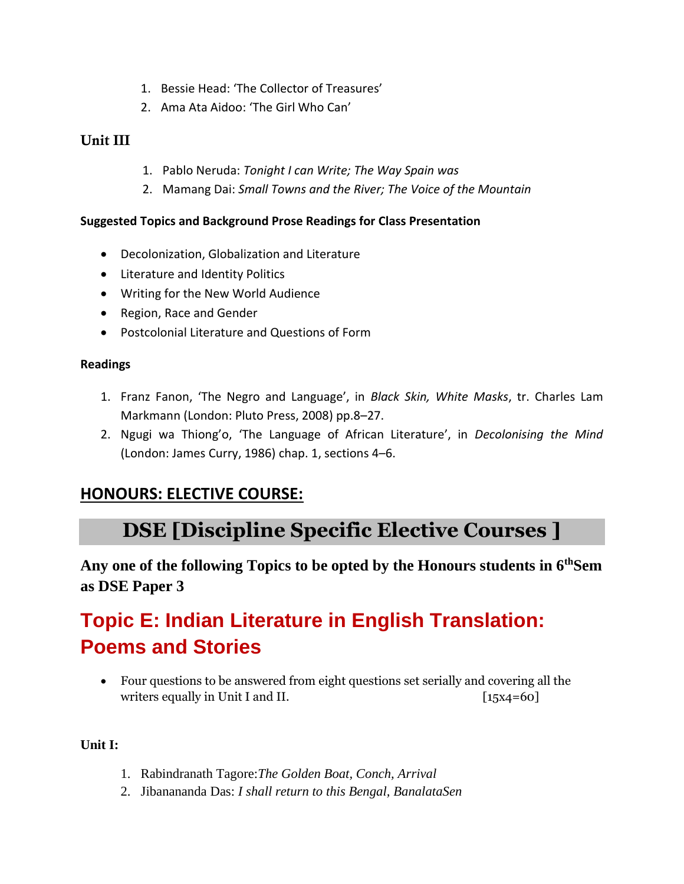1. Bessie Head: 'The Collector of Treasures'
2. Ama Ata Aidoo: 'The Girl Who Can'

### Unit III

1. Pablo Neruda: *Tonight I can Write; The Way Spain was*
2. Mamang Dai: *Small Towns and the River; The Voice of the Mountain*

**Suggested Topics and Background Prose Readings for Class Presentation**

- Decolonization, Globalization and Literature
- Literature and Identity Politics
- Writing for the New World Audience
- Region, Race and Gender
- Postcolonial Literature and Questions of Form

**Readings**

1. Franz Fanon, 'The Negro and Language', in *Black Skin, White Masks*, tr. Charles Lam Markmann (London: Pluto Press, 2008) pp.8–27.
2. Ngugi wa Thiong'o, 'The Language of African Literature', in *Decolonising the Mind* (London: James Curry, 1986) chap. 1, sections 4–6.

## HONOURS: ELECTIVE COURSE:

# DSE [Discipline Specific Elective Courses ]

**Any one of the following Topics to be opted by the Honours students in 6th Sem as DSE Paper 3**

## Topic E: Indian Literature in English Translation: Poems and Stories

- Four questions to be answered from eight questions set serially and covering all the writers equally in Unit I and II. [15x4=60]

**Unit I:**

1. Rabindranath Tagore: *The Golden Boat, Conch, Arrival*
2. Jibanananda Das: *I shall return to this Bengal, BanalataSen*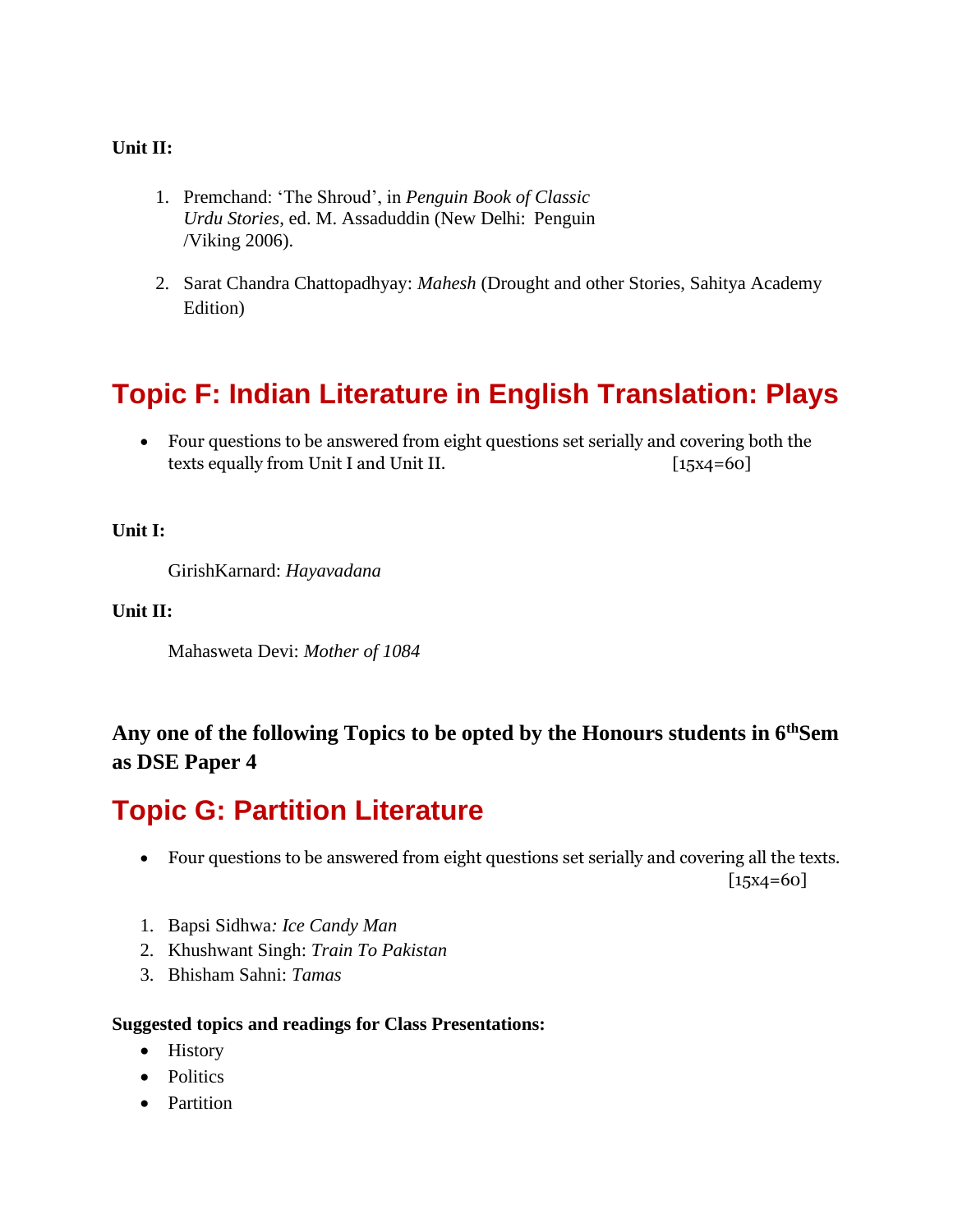**Unit II:**

1. Premchand: 'The Shroud', in *Penguin Book of Classic Urdu Stories*, ed. M. Assaduddin (New Delhi: Penguin /Viking 2006).
2. Sarat Chandra Chattopadhyay: *Mahesh* (Drought and other Stories, Sahitya Academy Edition)

## Topic F: Indian Literature in English Translation: Plays

- Four questions to be answered from eight questions set serially and covering both the texts equally from Unit I and Unit II. [15x4=60]

**Unit I:**

GirishKarnard: *Hayavadana*

**Unit II:**

Mahasweta Devi: *Mother of 1084*

**Any one of the following Topics to be opted by the Honours students in 6th Sem as DSE Paper 4**

## Topic G: Partition Literature

- Four questions to be answered from eight questions set serially and covering all the texts. [15x4=60]

1. Bapsi Sidhwa*: Ice Candy Man*
2. Khushwant Singh: *Train To Pakistan*
3. Bhisham Sahni: *Tamas*

**Suggested topics and readings for Class Presentations:**

- History
- Politics
- Partition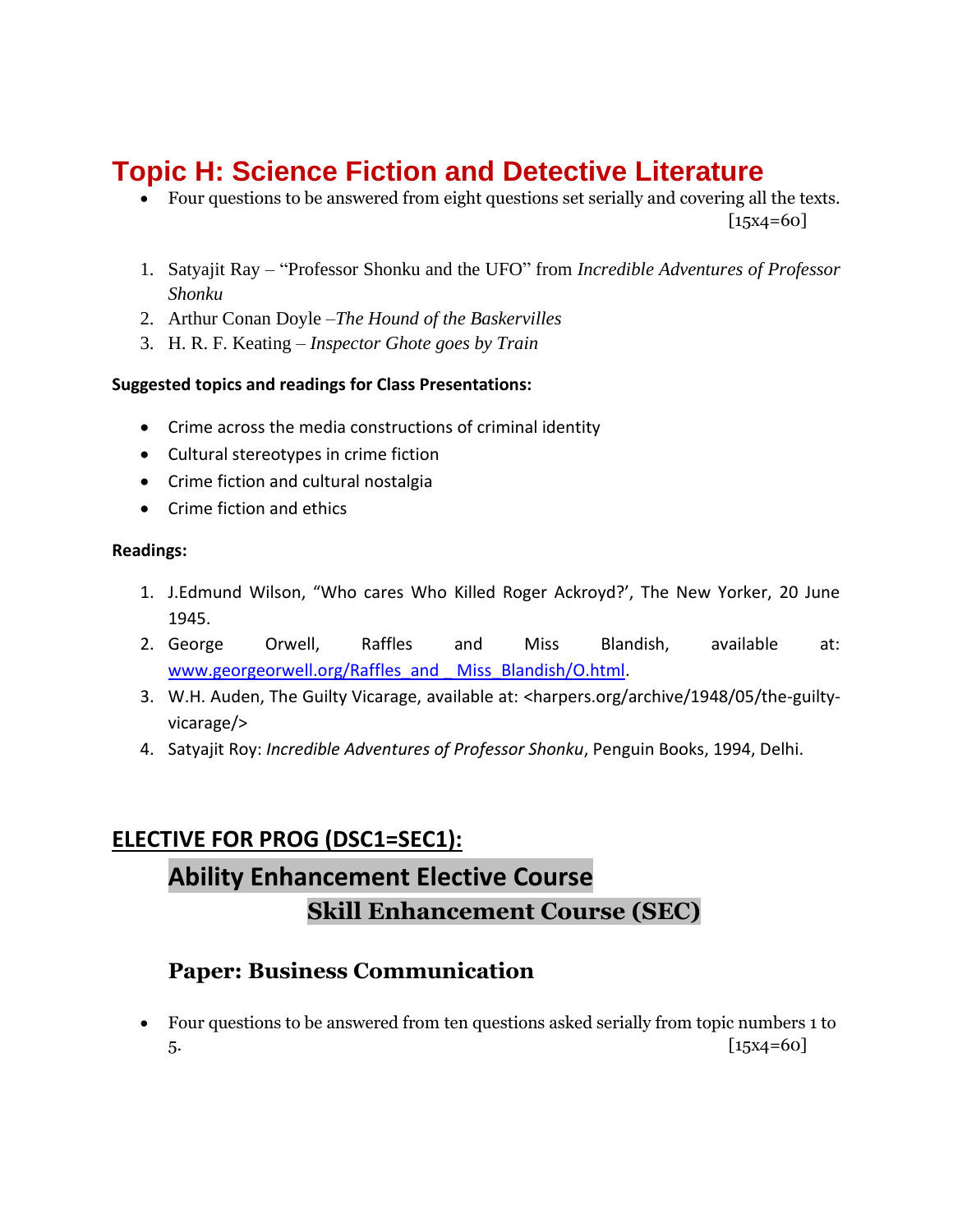## Topic H: Science Fiction and Detective Literature

- Four questions to be answered from eight questions set serially and covering all the texts. [15x4=60]

1. Satyajit Ray – "Professor Shonku and the UFO" from *Incredible Adventures of Professor Shonku*
2. Arthur Conan Doyle –*The Hound of the Baskervilles*
3. H. R. F. Keating – *Inspector Ghote goes by Train*

**Suggested topics and readings for Class Presentations:**

- Crime across the media constructions of criminal identity
- Cultural stereotypes in crime fiction
- Crime fiction and cultural nostalgia
- Crime fiction and ethics

**Readings:**

1. J.Edmund Wilson, "Who cares Who Killed Roger Ackroyd?', The New Yorker, 20 June 1945.
2. George Orwell, Raffles and Miss Blandish, available at: www.georgeorwell.org/Raffles_and_ _Miss_Blandish/O.html.
3. W.H. Auden, The Guilty Vicarage, available at: <harpers.org/archive/1948/05/the-guilty-vicarage/>
4. Satyajit Roy: *Incredible Adventures of Professor Shonku*, Penguin Books, 1994, Delhi.

## ELECTIVE FOR PROG (DSC1=SEC1):

### Ability Enhancement Elective Course

### Skill Enhancement Course (SEC)

### Paper: Business Communication

- Four questions to be answered from ten questions asked serially from topic numbers 1 to 5. [15x4=60]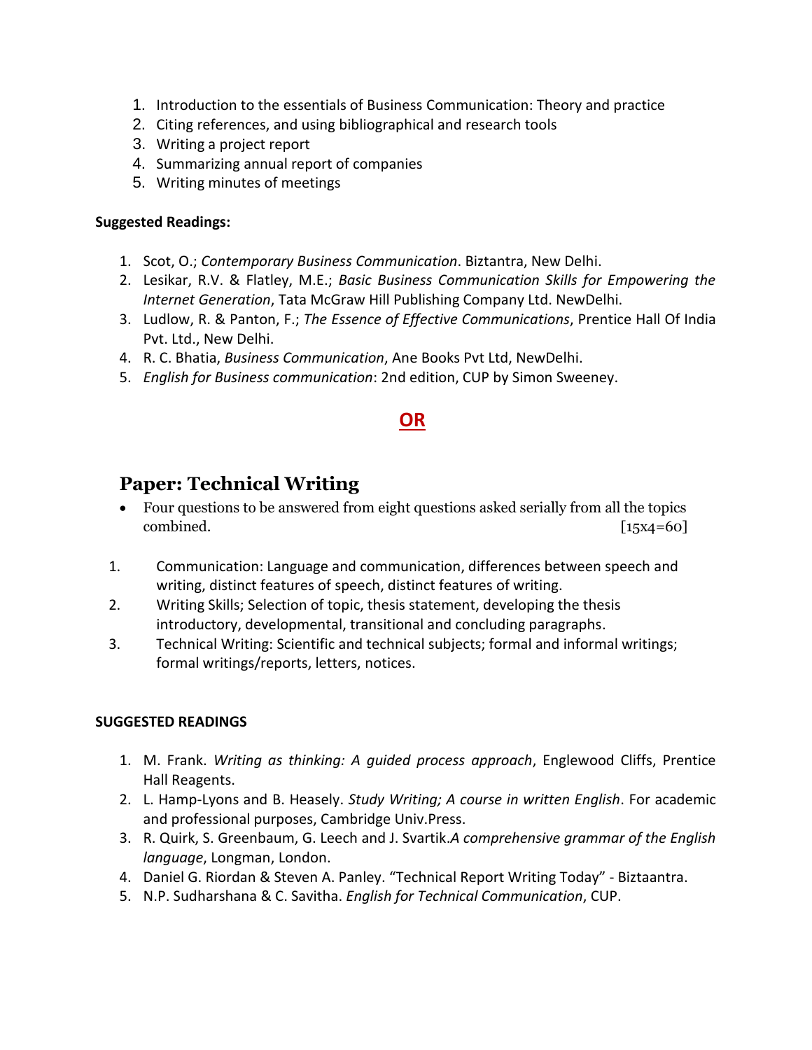1. Introduction to the essentials of Business Communication: Theory and practice
2. Citing references, and using bibliographical and research tools
3. Writing a project report
4. Summarizing annual report of companies
5. Writing minutes of meetings

**Suggested Readings:**

1. Scot, O.; *Contemporary Business Communication*. Biztantra, New Delhi.
2. Lesikar, R.V. & Flatley, M.E.; *Basic Business Communication Skills for Empowering the Internet Generation*, Tata McGraw Hill Publishing Company Ltd. NewDelhi.
3. Ludlow, R. & Panton, F.; *The Essence of Effective Communications*, Prentice Hall Of India Pvt. Ltd., New Delhi.
4. R. C. Bhatia, *Business Communication*, Ane Books Pvt Ltd, NewDelhi.
5. *English for Business communication*: 2nd edition, CUP by Simon Sweeney.

**OR**

## Paper: Technical Writing

- Four questions to be answered from eight questions asked serially from all the topics combined. [15x4=60]

1. Communication: Language and communication, differences between speech and writing, distinct features of speech, distinct features of writing.
2. Writing Skills; Selection of topic, thesis statement, developing the thesis introductory, developmental, transitional and concluding paragraphs.
3. Technical Writing: Scientific and technical subjects; formal and informal writings; formal writings/reports, letters, notices.

**SUGGESTED READINGS**

1. M. Frank. *Writing as thinking: A guided process approach*, Englewood Cliffs, Prentice Hall Reagents.
2. L. Hamp-Lyons and B. Heasely. *Study Writing; A course in written English*. For academic and professional purposes, Cambridge Univ.Press.
3. R. Quirk, S. Greenbaum, G. Leech and J. Svartik.*A comprehensive grammar of the English language*, Longman, London.
4. Daniel G. Riordan & Steven A. Panley. "Technical Report Writing Today" - Biztaantra.
5. N.P. Sudharshana & C. Savitha. *English for Technical Communication*, CUP.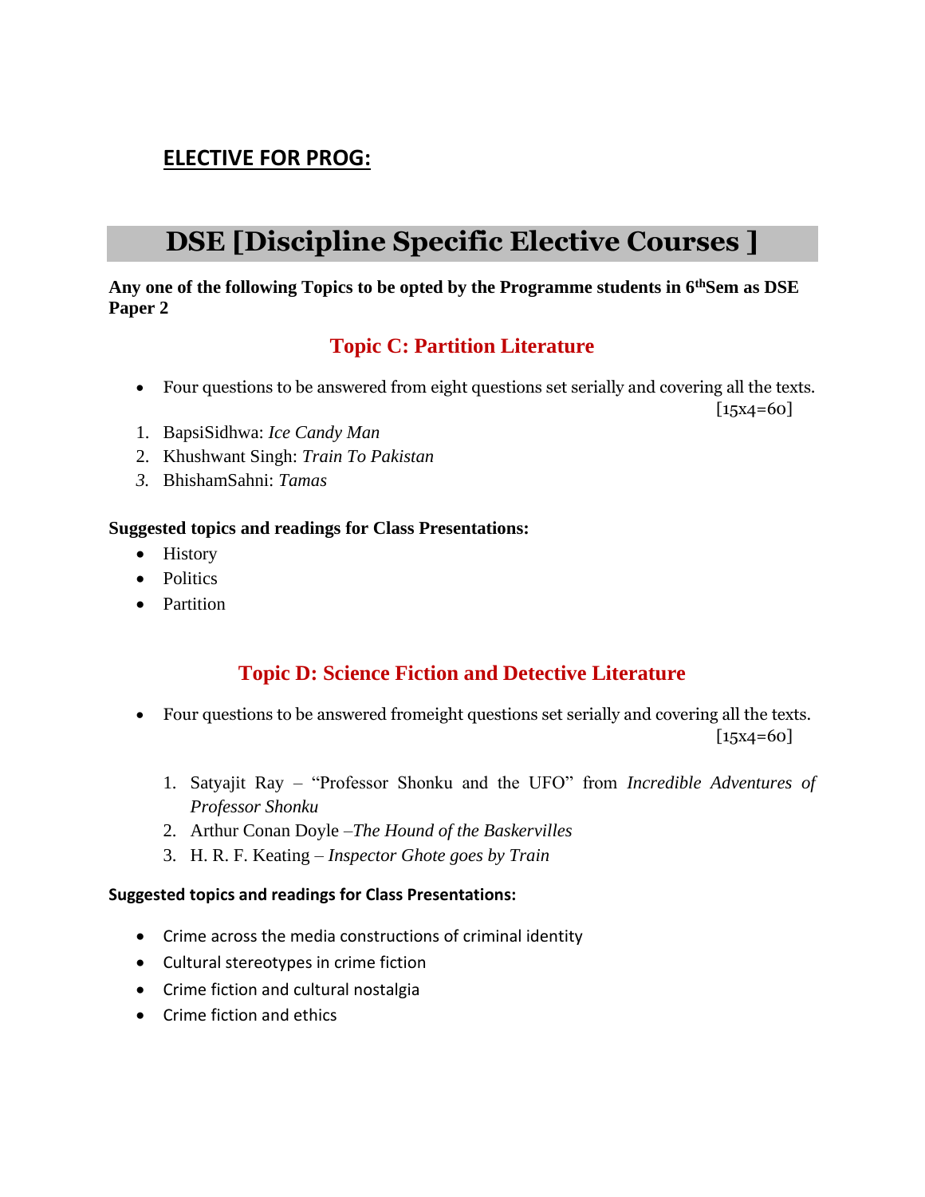## **ELECTIVE FOR PROG:**

# DSE [Discipline Specific Elective Courses ]

**Any one of the following Topics to be opted by the Programme students in 6thSem as DSE Paper 2**

## Topic C: Partition Literature

- Four questions to be answered from eight questions set serially and covering all the texts. [15x4=60]

1. BapsiSidhwa: *Ice Candy Man*
2. Khushwant Singh: *Train To Pakistan*
3. BhishamSahni: *Tamas*

**Suggested topics and readings for Class Presentations:**

- History
- Politics
- Partition

## Topic D: Science Fiction and Detective Literature

- Four questions to be answered fromeight questions set serially and covering all the texts. [15x4=60]

1. Satyajit Ray – "Professor Shonku and the UFO" from *Incredible Adventures of Professor Shonku*
2. Arthur Conan Doyle –*The Hound of the Baskervilles*
3. H. R. F. Keating – *Inspector Ghote goes by Train*

**Suggested topics and readings for Class Presentations:**

- Crime across the media constructions of criminal identity
- Cultural stereotypes in crime fiction
- Crime fiction and cultural nostalgia
- Crime fiction and ethics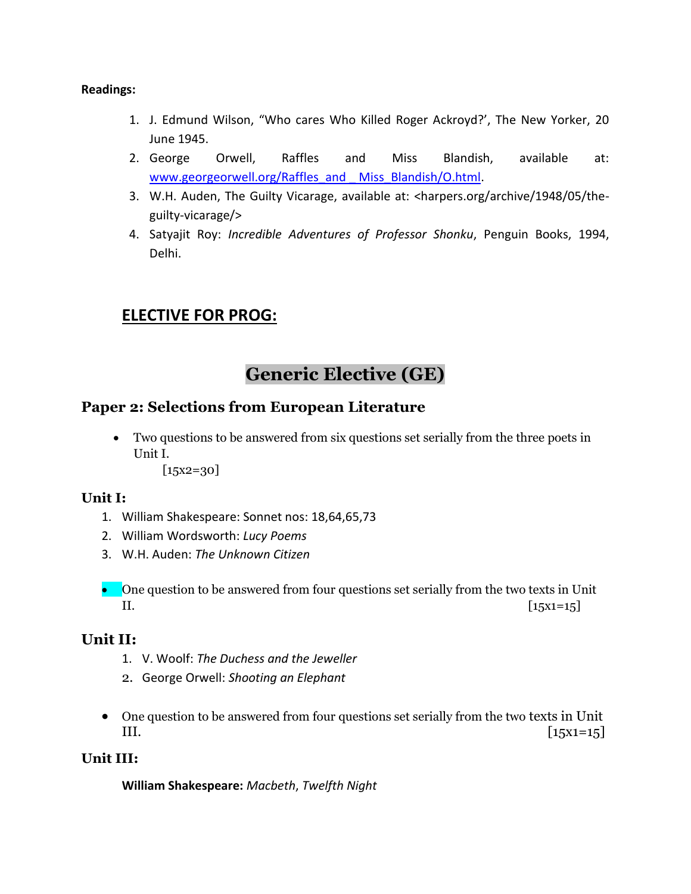**Readings:**

1. J. Edmund Wilson, "Who cares Who Killed Roger Ackroyd?', The New Yorker, 20 June 1945.
2. George Orwell, Raffles and Miss Blandish, available at: www.georgeorwell.org/Raffles_and__Miss_Blandish/O.html.
3. W.H. Auden, The Guilty Vicarage, available at: <harpers.org/archive/1948/05/the-guilty-vicarage/>
4. Satyajit Roy: *Incredible Adventures of Professor Shonku*, Penguin Books, 1994, Delhi.

## ELECTIVE FOR PROG:

# Generic Elective (GE)

## Paper 2: Selections from European Literature

- Two questions to be answered from six questions set serially from the three poets in Unit I. [15x2=30]

### Unit I:

1. William Shakespeare: Sonnet nos: 18,64,65,73
2. William Wordsworth: *Lucy Poems*
3. W.H. Auden: *The Unknown Citizen*

- One question to be answered from four questions set serially from the two texts in Unit II. [15x1=15]

### Unit II:

1. V. Woolf: *The Duchess and the Jeweller*
2. George Orwell: *Shooting an Elephant*

- One question to be answered from four questions set serially from the two texts in Unit III. [15x1=15]

### Unit III:

**William Shakespeare:** *Macbeth*, *Twelfth Night*